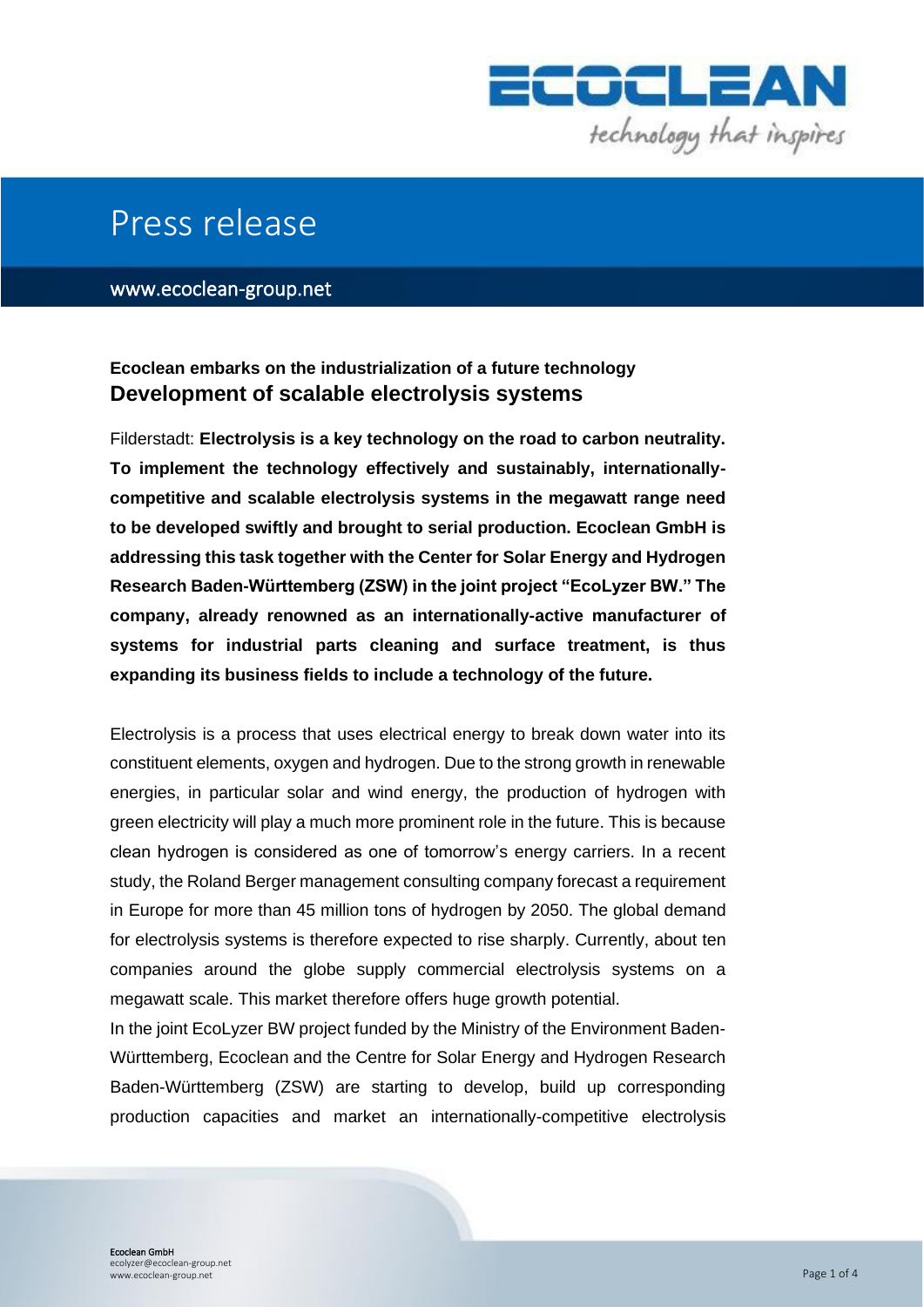# Press release

www.ecoclean-group.net

**Ecoclean embarks on the industrialization of a future technology**

## Development of scalable electrolysis systems

Filderstadt: **Electrolysis is a key technology on the road to carbon neutrality. To implement the technology effectively and sustainably, internationally-competitive and scalable electrolysis systems in the megawatt range need to be developed swiftly and brought to serial production. Ecoclean GmbH is addressing this task together with the Center for Solar Energy and Hydrogen Research Baden-Württemberg (ZSW) in the joint project "EcoLyzer BW." The company, already renowned as an internationally-active manufacturer of systems for industrial parts cleaning and surface treatment, is thus expanding its business fields to include a technology of the future.**

Electrolysis is a process that uses electrical energy to break down water into its constituent elements, oxygen and hydrogen. Due to the strong growth in renewable energies, in particular solar and wind energy, the production of hydrogen with green electricity will play a much more prominent role in the future. This is because clean hydrogen is considered as one of tomorrow's energy carriers. In a recent study, the Roland Berger management consulting company forecast a requirement in Europe for more than 45 million tons of hydrogen by 2050. The global demand for electrolysis systems is therefore expected to rise sharply. Currently, about ten companies around the globe supply commercial electrolysis systems on a megawatt scale. This market therefore offers huge growth potential.

In the joint EcoLyzer BW project funded by the Ministry of the Environment Baden-Württemberg, Ecoclean and the Centre for Solar Energy and Hydrogen Research Baden-Württemberg (ZSW) are starting to develop, build up corresponding production capacities and market an internationally-competitive electrolysis

Ecoclean GmbH
ecolyzer@ecoclean-group.net
www.ecoclean-group.net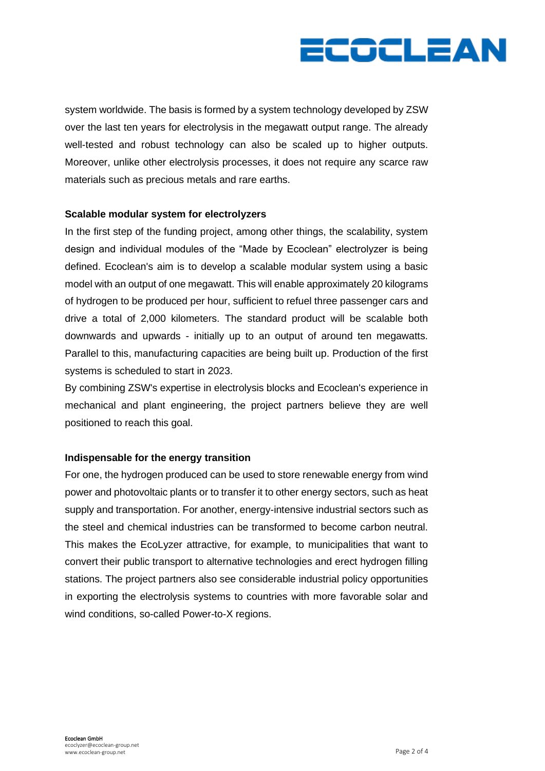system worldwide. The basis is formed by a system technology developed by ZSW over the last ten years for electrolysis in the megawatt output range. The already well-tested and robust technology can also be scaled up to higher outputs. Moreover, unlike other electrolysis processes, it does not require any scarce raw materials such as precious metals and rare earths.

**Scalable modular system for electrolyzers**

In the first step of the funding project, among other things, the scalability, system design and individual modules of the "Made by Ecoclean" electrolyzer is being defined. Ecoclean's aim is to develop a scalable modular system using a basic model with an output of one megawatt. This will enable approximately 20 kilograms of hydrogen to be produced per hour, sufficient to refuel three passenger cars and drive a total of 2,000 kilometers. The standard product will be scalable both downwards and upwards - initially up to an output of around ten megawatts. Parallel to this, manufacturing capacities are being built up. Production of the first systems is scheduled to start in 2023.

By combining ZSW's expertise in electrolysis blocks and Ecoclean's experience in mechanical and plant engineering, the project partners believe they are well positioned to reach this goal.

**Indispensable for the energy transition**

For one, the hydrogen produced can be used to store renewable energy from wind power and photovoltaic plants or to transfer it to other energy sectors, such as heat supply and transportation. For another, energy-intensive industrial sectors such as the steel and chemical industries can be transformed to become carbon neutral. This makes the EcoLyzer attractive, for example, to municipalities that want to convert their public transport to alternative technologies and erect hydrogen filling stations. The project partners also see considerable industrial policy opportunities in exporting the electrolysis systems to countries with more favorable solar and wind conditions, so-called Power-to-X regions.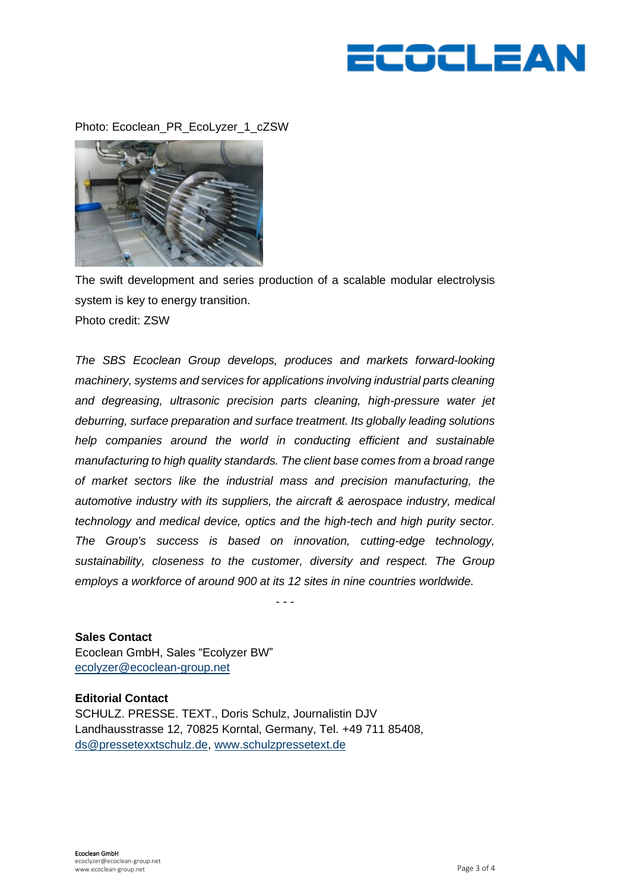Photo: Ecoclean_PR_EcoLyzer_1_cZSW

The swift development and series production of a scalable modular electrolysis system is key to energy transition.
Photo credit: ZSW

*The SBS Ecoclean Group develops, produces and markets forward-looking machinery, systems and services for applications involving industrial parts cleaning and degreasing, ultrasonic precision parts cleaning, high-pressure water jet deburring, surface preparation and surface treatment. Its globally leading solutions help companies around the world in conducting efficient and sustainable manufacturing to high quality standards. The client base comes from a broad range of market sectors like the industrial mass and precision manufacturing, the automotive industry with its suppliers, the aircraft & aerospace industry, medical technology and medical device, optics and the high-tech and high purity sector. The Group's success is based on innovation, cutting-edge technology, sustainability, closeness to the customer, diversity and respect. The Group employs a workforce of around 900 at its 12 sites in nine countries worldwide.*

- - -

**Sales Contact**
Ecoclean GmbH, Sales "Ecolyzer BW"
ecolyzer@ecoclean-group.net

**Editorial Contact**
SCHULZ. PRESSE. TEXT., Doris Schulz, Journalistin DJV
Landhausstrasse 12, 70825 Korntal, Germany, Tel. +49 711 85408,
ds@pressetexxtschulz.de, www.schulzpressetext.de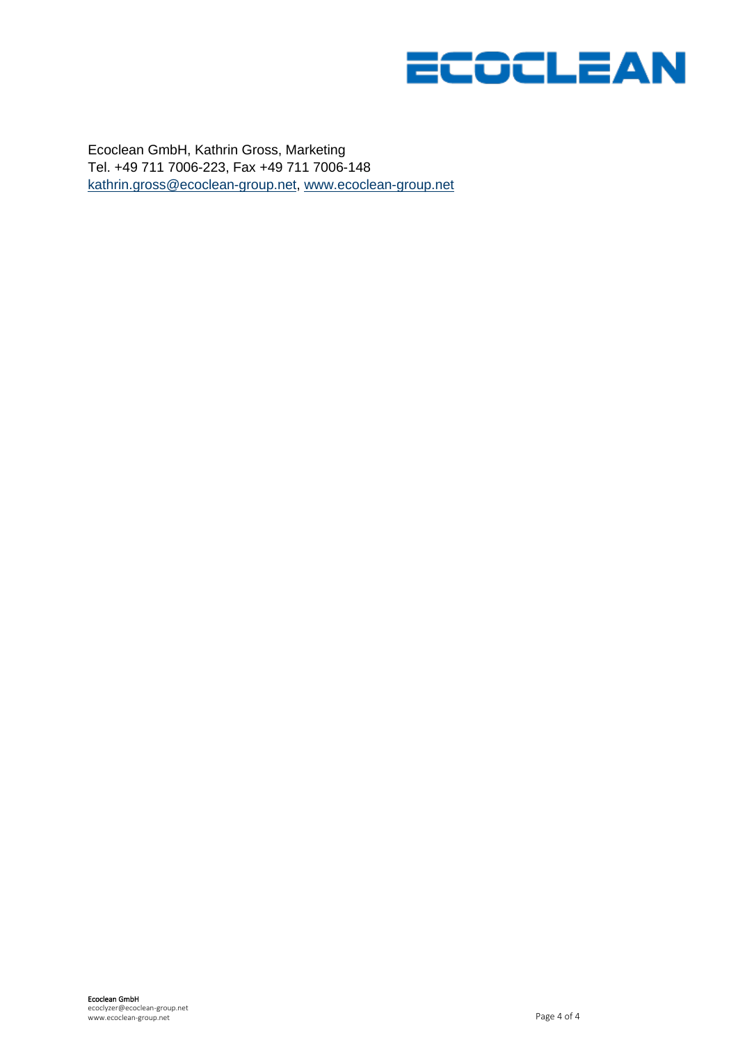Ecoclean GmbH, Kathrin Gross, Marketing
Tel. +49 711 7006-223, Fax +49 711 7006-148
kathrin.gross@ecoclean-group.net, www.ecoclean-group.net